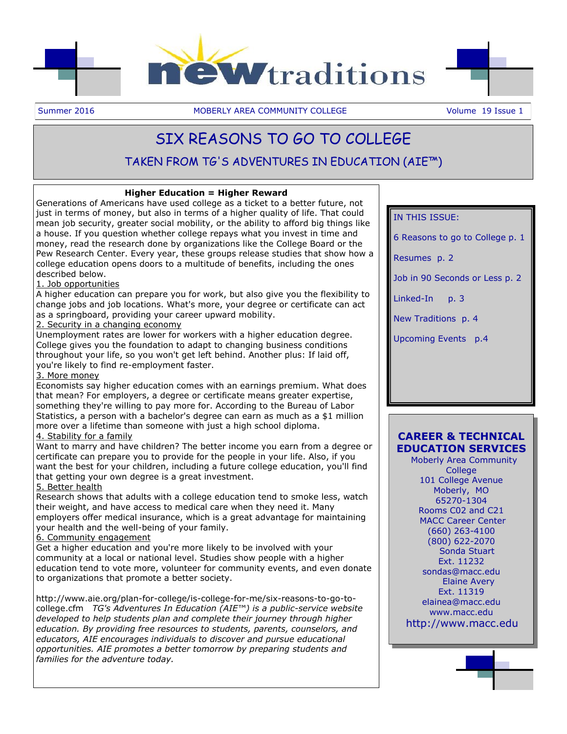# new traditions

Summer 2016 MOBERLY AREA COMMUNITY COLLEGE Volume 19 Issue 1

# SIX REASONS TO GO TO COLLEGE

## TAKEN FROM TG'S ADVENTURES IN EDUCATION (AIE™)

**Higher Education = Higher Reward**

Generations of Americans have used college as a ticket to a better future, not just in terms of money, but also in terms of a higher quality of life. That could mean job security, greater social mobility, or the ability to afford big things like a house. If you question whether college repays what you invest in time and money, read the research done by organizations like the College Board or the Pew Research Center. Every year, these groups release studies that show how a college education opens doors to a multitude of benefits, including the ones described below.

1. Job opportunities

A higher education can prepare you for work, but also give you the flexibility to change jobs and job locations. What's more, your degree or certificate can act as a springboard, providing your career upward mobility.

2. Security in a changing economy

Unemployment rates are lower for workers with a higher education degree. College gives you the foundation to adapt to changing business conditions throughout your life, so you won't get left behind. Another plus: If laid off, you're likely to find re-employment faster.

3. More money

Economists say higher education comes with an earnings premium. What does that mean? For employers, a degree or certificate means greater expertise, something they're willing to pay more for. According to the Bureau of Labor Statistics, a person with a bachelor's degree can earn as much as a $1 million more over a lifetime than someone with just a high school diploma.

4. Stability for a family

Want to marry and have children? The better income you earn from a degree or certificate can prepare you to provide for the people in your life. Also, if you want the best for your children, including a future college education, you'll find that getting your own degree is a great investment.

5. Better health

Research shows that adults with a college education tend to smoke less, watch their weight, and have access to medical care when they need it. Many employers offer medical insurance, which is a great advantage for maintaining your health and the well-being of your family.

6. Community engagement

Get a higher education and you're more likely to be involved with your community at a local or national level. Studies show people with a higher education tend to vote more, volunteer for community events, and even donate to organizations that promote a better society.

http://www.aie.org/plan-for-college/is-college-for-me/six-reasons-to-go-to-college.cfm *TG's Adventures In Education (AIE™) is a public-service website developed to help students plan and complete their journey through higher education. By providing free resources to students, parents, counselors, and educators, AIE encourages individuals to discover and pursue educational opportunities. AIE promotes a better tomorrow by preparing students and families for the adventure today.*

---

IN THIS ISSUE:

- 6 Reasons to go to College p. 1
- Resumes p. 2
- Job in 90 Seconds or Less p. 2
- Linked-In p. 3
- New Traditions p. 4
- Upcoming Events p.4

---

**CAREER & TECHNICAL EDUCATION SERVICES**

Moberly Area Community College
101 College Avenue
Moberly, MO
65270-1304
Rooms C02 and C21
MACC Career Center
(660) 263-4100
(800) 622-2070
Sonda Stuart
Ext. 11232
sondas@macc.edu
Elaine Avery
Ext. 11319
elainea@macc.edu
www.macc.edu
http://www.macc.edu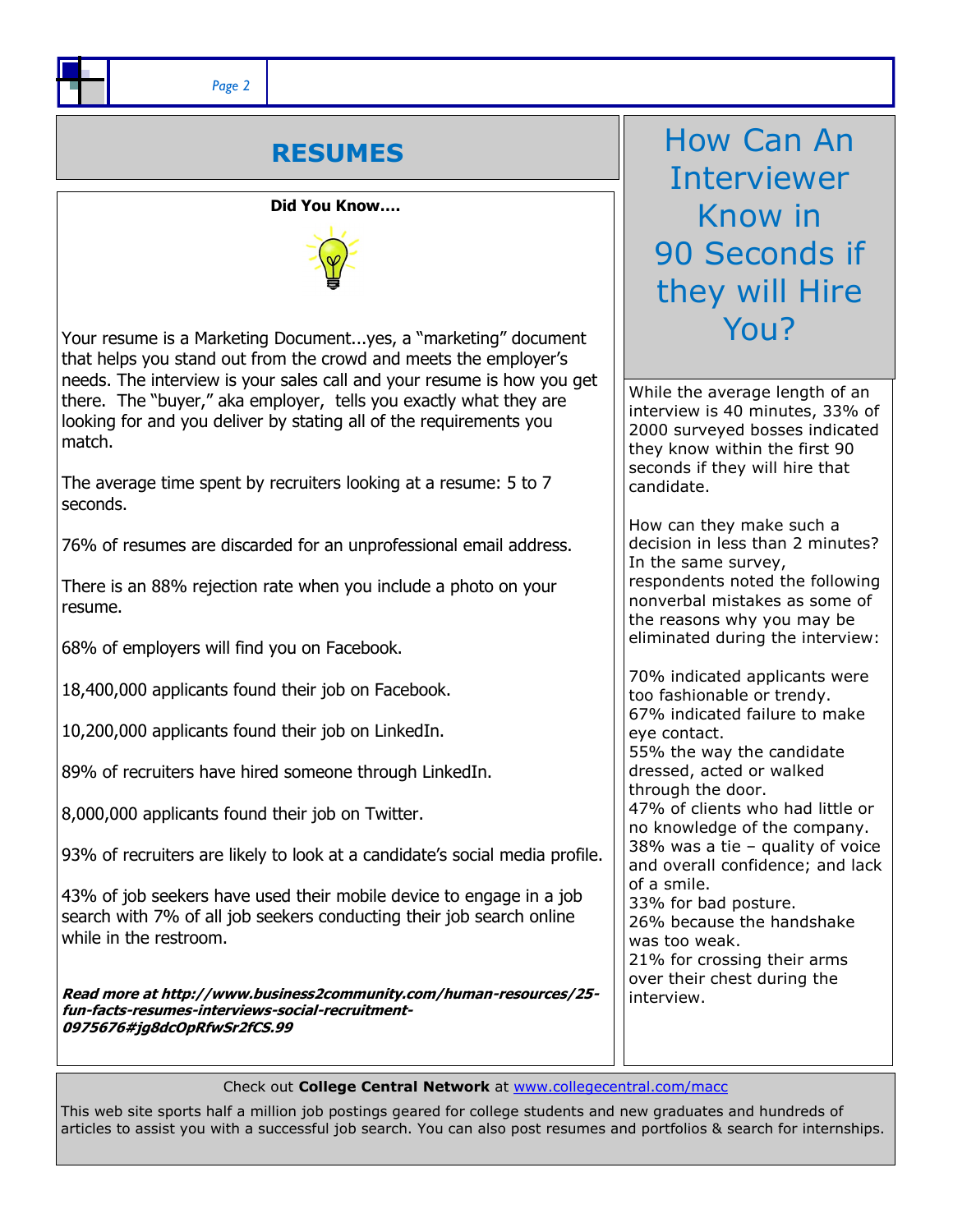## RESUMES

**Did You Know….**

Your resume is a Marketing Document...yes, a "marketing" document that helps you stand out from the crowd and meets the employer's needs. The interview is your sales call and your resume is how you get there. The "buyer," aka employer, tells you exactly what they are looking for and you deliver by stating all of the requirements you match.

The average time spent by recruiters looking at a resume: 5 to 7 seconds.

76% of resumes are discarded for an unprofessional email address.

There is an 88% rejection rate when you include a photo on your resume.

68% of employers will find you on Facebook.

18,400,000 applicants found their job on Facebook.

10,200,000 applicants found their job on LinkedIn.

89% of recruiters have hired someone through LinkedIn.

8,000,000 applicants found their job on Twitter.

93% of recruiters are likely to look at a candidate's social media profile.

43% of job seekers have used their mobile device to engage in a job search with 7% of all job seekers conducting their job search online while in the restroom.

***Read more at http://www.business2community.com/human-resources/25-fun-facts-resumes-interviews-social-recruitment-0975676#jg8dcOpRfwSr2fCS.99***

## How Can An Interviewer Know in 90 Seconds if they will Hire You?

While the average length of an interview is 40 minutes, 33% of 2000 surveyed bosses indicated they know within the first 90 seconds if they will hire that candidate.

How can they make such a decision in less than 2 minutes? In the same survey, respondents noted the following nonverbal mistakes as some of the reasons why you may be eliminated during the interview:

70% indicated applicants were too fashionable or trendy.
67% indicated failure to make eye contact.
55% the way the candidate dressed, acted or walked through the door.
47% of clients who had little or no knowledge of the company.
38% was a tie – quality of voice and overall confidence; and lack of a smile.
33% for bad posture.
26% because the handshake was too weak.
21% for crossing their arms over their chest during the interview.

Check out **College Central Network** at [www.collegecentral.com/macc](www.collegecentral.com/macc)

This web site sports half a million job postings geared for college students and new graduates and hundreds of articles to assist you with a successful job search. You can also post resumes and portfolios & search for internships.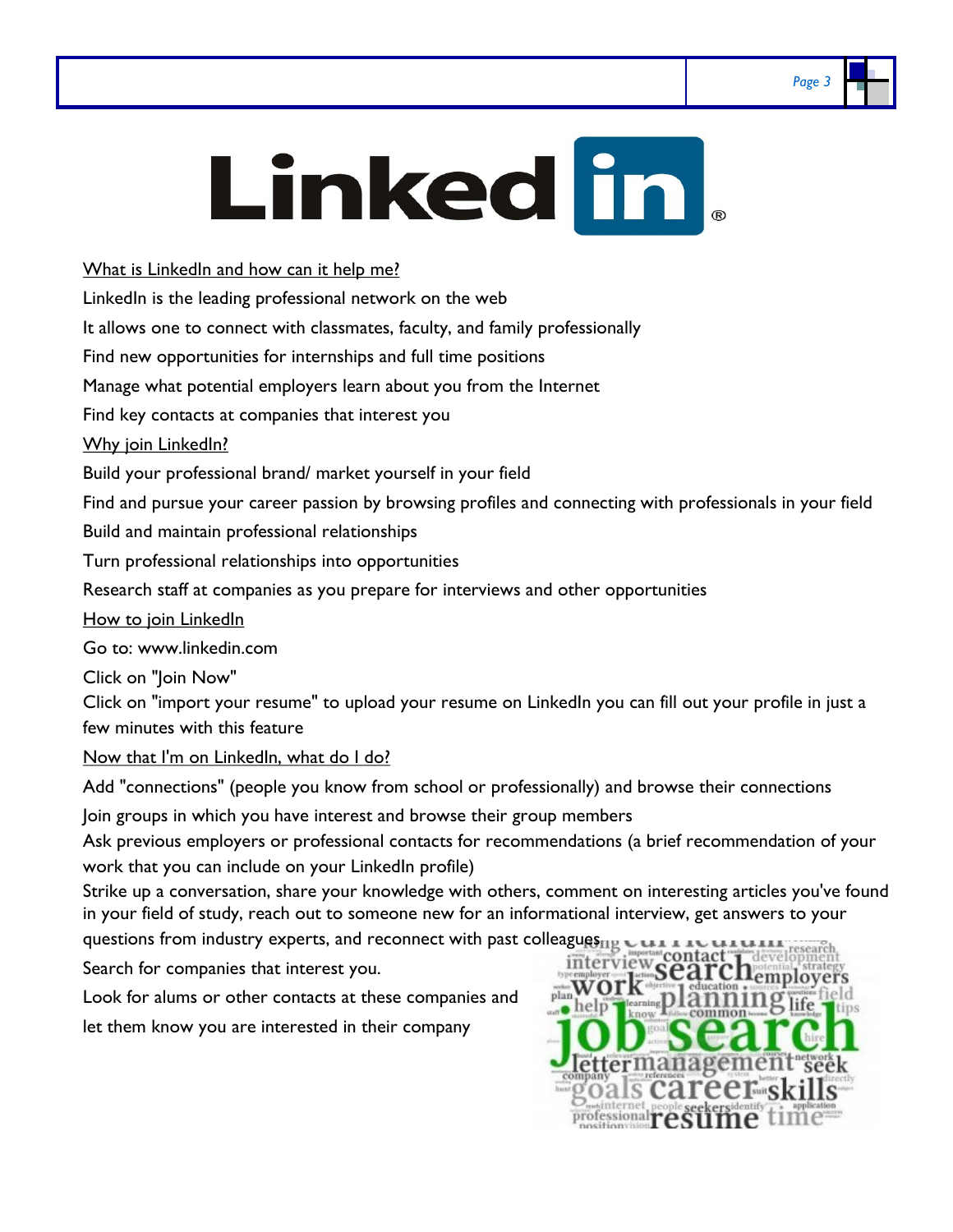# LinkedIn®

What is LinkedIn and how can it help me?

LinkedIn is the leading professional network on the web

It allows one to connect with classmates, faculty, and family professionally

Find new opportunities for internships and full time positions

Manage what potential employers learn about you from the Internet

Find key contacts at companies that interest you

Why join LinkedIn?

Build your professional brand/ market yourself in your field

Find and pursue your career passion by browsing profiles and connecting with professionals in your field

Build and maintain professional relationships

Turn professional relationships into opportunities

Research staff at companies as you prepare for interviews and other opportunities

How to join LinkedIn

Go to: www.linkedin.com

Click on "Join Now"

Click on "import your resume" to upload your resume on LinkedIn you can fill out your profile in just a few minutes with this feature

Now that I'm on LinkedIn, what do I do?

Add "connections" (people you know from school or professionally) and browse their connections

Join groups in which you have interest and browse their group members

Ask previous employers or professional contacts for recommendations (a brief recommendation of your work that you can include on your LinkedIn profile)

Strike up a conversation, share your knowledge with others, comment on interesting articles you've found in your field of study, reach out to someone new for an informational interview, get answers to your questions from industry experts, and reconnect with past colleagues

Search for companies that interest you.

Look for alums or other contacts at these companies and let them know you are interested in their company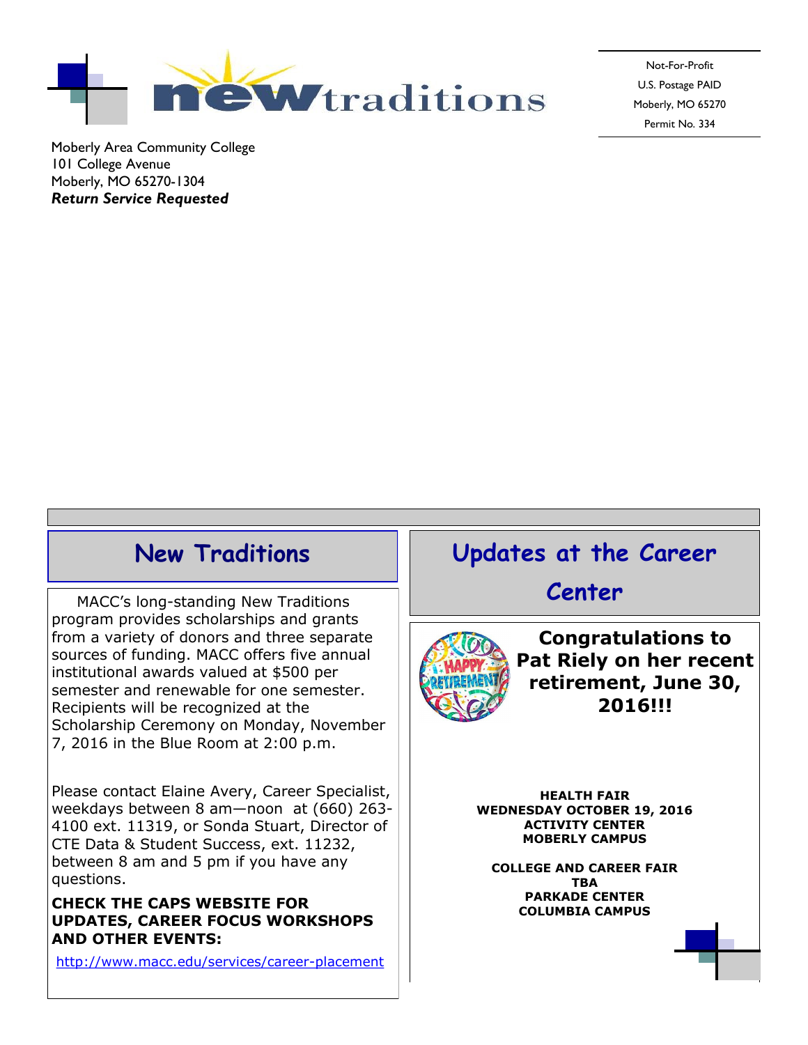# new traditions

Moberly Area Community College
101 College Avenue
Moberly, MO 65270-1304
***Return Service Requested***

Not-For-Profit
U.S. Postage PAID
Moberly, MO 65270
Permit No. 334

## New Traditions

MACC's long-standing New Traditions program provides scholarships and grants from a variety of donors and three separate sources of funding. MACC offers five annual institutional awards valued at $500 per semester and renewable for one semester. Recipients will be recognized at the Scholarship Ceremony on Monday, November 7, 2016 in the Blue Room at 2:00 p.m.

Please contact Elaine Avery, Career Specialist, weekdays between 8 am—noon at (660) 263-4100 ext. 11319, or Sonda Stuart, Director of CTE Data & Student Success, ext. 11232, between 8 am and 5 pm if you have any questions.

**CHECK THE CAPS WEBSITE FOR UPDATES, CAREER FOCUS WORKSHOPS AND OTHER EVENTS:**

http://www.macc.edu/services/career-placement

## Updates at the Career Center

**Congratulations to Pat Riely on her recent retirement, June 30, 2016!!!**

**HEALTH FAIR**
**WEDNESDAY OCTOBER 19, 2016**
**ACTIVITY CENTER**
**MOBERLY CAMPUS**

**COLLEGE AND CAREER FAIR**
**TBA**
**PARKADE CENTER**
**COLUMBIA CAMPUS**